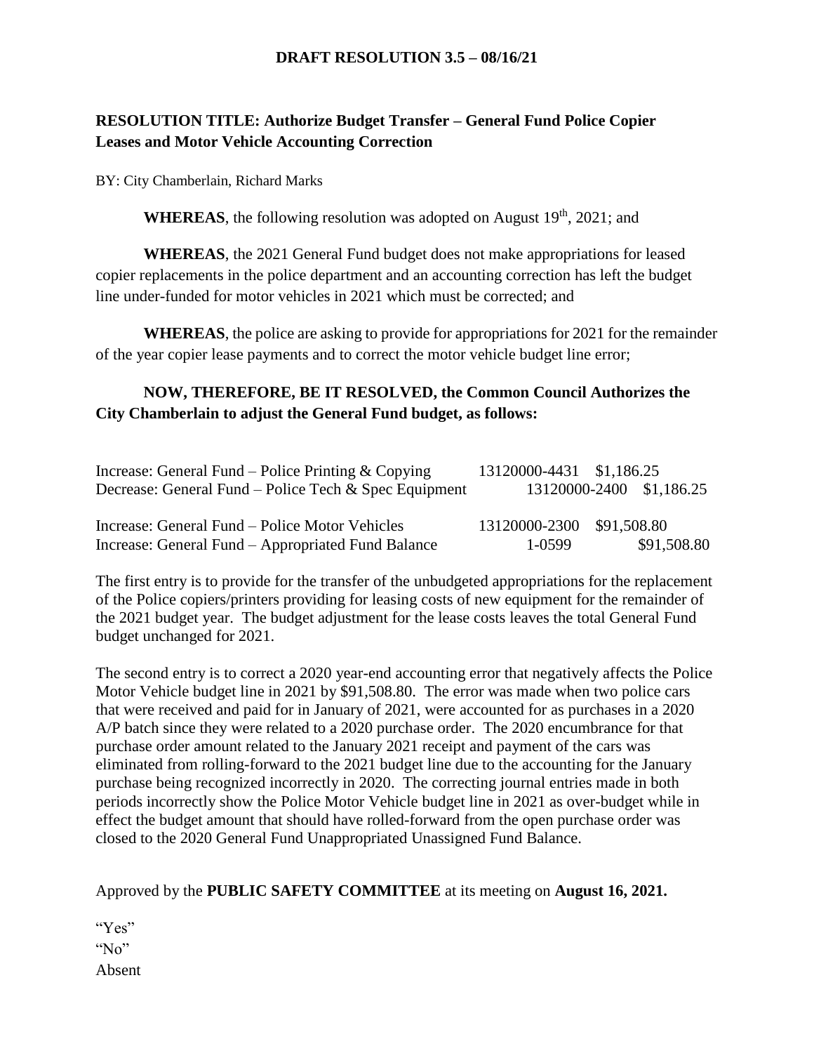**DRAFT RESOLUTION 3.5 – 08/16/21**

**RESOLUTION TITLE: Authorize Budget Transfer – General Fund Police Copier Leases and Motor Vehicle Accounting Correction**

BY: City Chamberlain, Richard Marks

**WHEREAS**, the following resolution was adopted on August 19th, 2021; and

**WHEREAS**, the 2021 General Fund budget does not make appropriations for leased copier replacements in the police department and an accounting correction has left the budget line under-funded for motor vehicles in 2021 which must be corrected; and

**WHEREAS**, the police are asking to provide for appropriations for 2021 for the remainder of the year copier lease payments and to correct the motor vehicle budget line error;

**NOW, THEREFORE, BE IT RESOLVED, the Common Council Authorizes the City Chamberlain to adjust the General Fund budget, as follows:**

| | | |
|---|---|---|
| Increase: General Fund – Police Printing & Copying | 13120000-4431 | $1,186.25 |
| Decrease: General Fund – Police Tech & Spec Equipment | 13120000-2400 | $1,186.25 |
| | | |
| Increase: General Fund – Police Motor Vehicles | 13120000-2300 | $91,508.80 |
| Increase: General Fund – Appropriated Fund Balance | 1-0599 | $91,508.80 |

The first entry is to provide for the transfer of the unbudgeted appropriations for the replacement of the Police copiers/printers providing for leasing costs of new equipment for the remainder of the 2021 budget year. The budget adjustment for the lease costs leaves the total General Fund budget unchanged for 2021.

The second entry is to correct a 2020 year-end accounting error that negatively affects the Police Motor Vehicle budget line in 2021 by $91,508.80. The error was made when two police cars that were received and paid for in January of 2021, were accounted for as purchases in a 2020 A/P batch since they were related to a 2020 purchase order. The 2020 encumbrance for that purchase order amount related to the January 2021 receipt and payment of the cars was eliminated from rolling-forward to the 2021 budget line due to the accounting for the January purchase being recognized incorrectly in 2020. The correcting journal entries made in both periods incorrectly show the Police Motor Vehicle budget line in 2021 as over-budget while in effect the budget amount that should have rolled-forward from the open purchase order was closed to the 2020 General Fund Unappropriated Unassigned Fund Balance.

Approved by the **PUBLIC SAFETY COMMITTEE** at its meeting on **August 16, 2021.**

"Yes"
"No"
Absent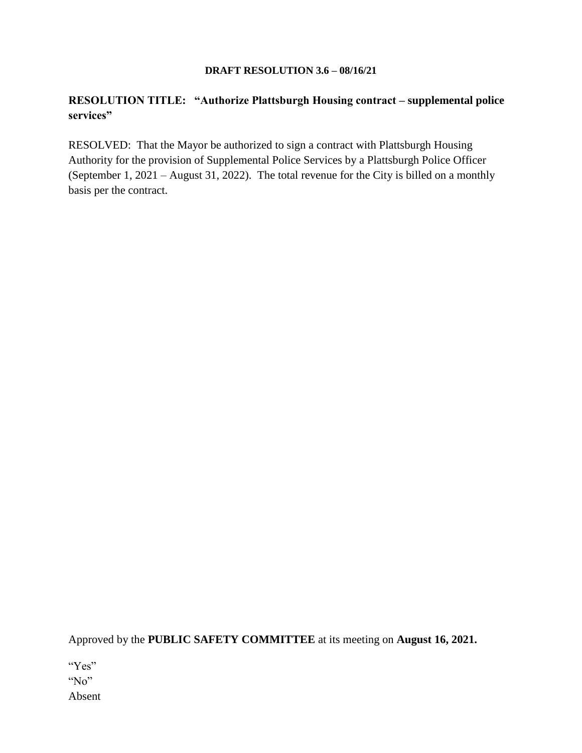**DRAFT RESOLUTION 3.6 – 08/16/21**

## RESOLUTION TITLE: "Authorize Plattsburgh Housing contract – supplemental police services"

RESOLVED: That the Mayor be authorized to sign a contract with Plattsburgh Housing Authority for the provision of Supplemental Police Services by a Plattsburgh Police Officer (September 1, 2021 – August 31, 2022). The total revenue for the City is billed on a monthly basis per the contract.

Approved by the **PUBLIC SAFETY COMMITTEE** at its meeting on **August 16, 2021.**

"Yes"
"No"
Absent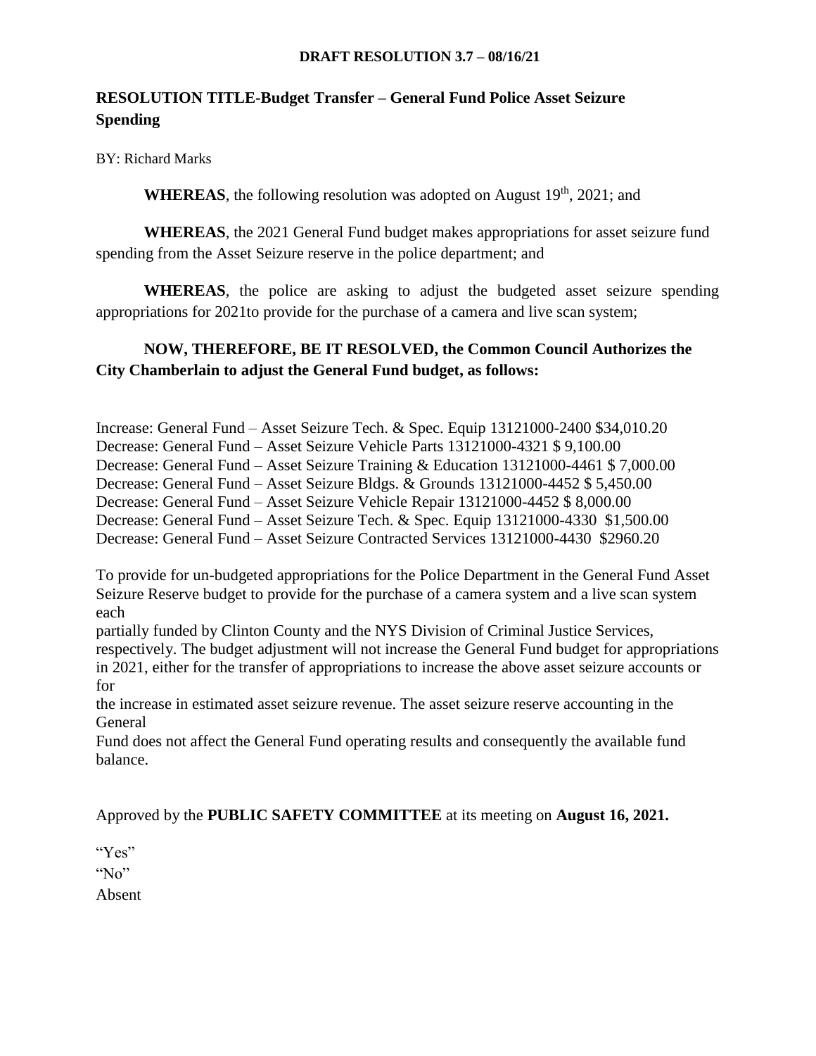**DRAFT RESOLUTION 3.7 – 08/16/21**

## RESOLUTION TITLE-Budget Transfer – General Fund Police Asset Seizure Spending

BY: Richard Marks

**WHEREAS**, the following resolution was adopted on August 19th, 2021; and

**WHEREAS**, the 2021 General Fund budget makes appropriations for asset seizure fund spending from the Asset Seizure reserve in the police department; and

**WHEREAS**, the police are asking to adjust the budgeted asset seizure spending appropriations for 2021to provide for the purchase of a camera and live scan system;

**NOW, THEREFORE, BE IT RESOLVED, the Common Council Authorizes the City Chamberlain to adjust the General Fund budget, as follows:**

Increase: General Fund – Asset Seizure Tech. & Spec. Equip 13121000-2400 $34,010.20
Decrease: General Fund – Asset Seizure Vehicle Parts 13121000-4321 $ 9,100.00
Decrease: General Fund – Asset Seizure Training & Education 13121000-4461 $ 7,000.00
Decrease: General Fund – Asset Seizure Bldgs. & Grounds 13121000-4452 $ 5,450.00
Decrease: General Fund – Asset Seizure Vehicle Repair 13121000-4452 $ 8,000.00
Decrease: General Fund – Asset Seizure Tech. & Spec. Equip 13121000-4330 $1,500.00
Decrease: General Fund – Asset Seizure Contracted Services 13121000-4430 $2960.20

To provide for un-budgeted appropriations for the Police Department in the General Fund Asset Seizure Reserve budget to provide for the purchase of a camera system and a live scan system each
partially funded by Clinton County and the NYS Division of Criminal Justice Services, respectively. The budget adjustment will not increase the General Fund budget for appropriations in 2021, either for the transfer of appropriations to increase the above asset seizure accounts or for
the increase in estimated asset seizure revenue. The asset seizure reserve accounting in the General
Fund does not affect the General Fund operating results and consequently the available fund balance.

Approved by the **PUBLIC SAFETY COMMITTEE** at its meeting on **August 16, 2021.**

"Yes"
"No"
Absent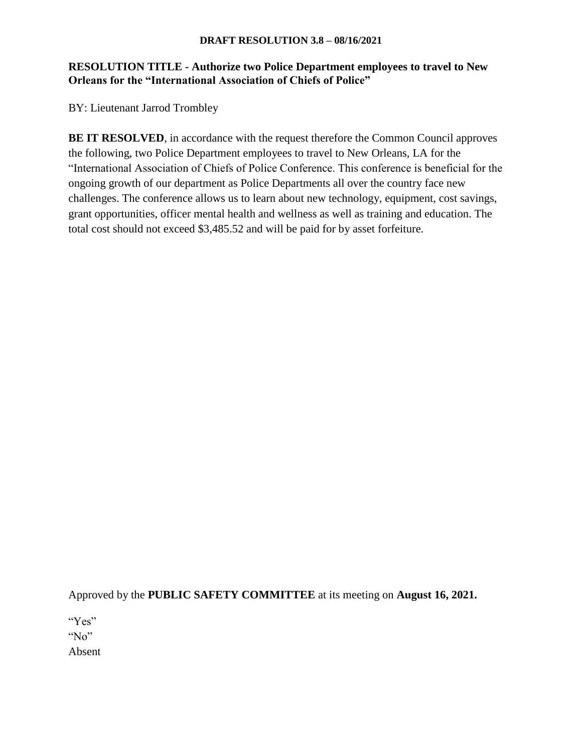**DRAFT RESOLUTION 3.8 – 08/16/2021**

**RESOLUTION TITLE - Authorize two Police Department employees to travel to New Orleans for the "International Association of Chiefs of Police"**

BY: Lieutenant Jarrod Trombley

**BE IT RESOLVED**, in accordance with the request therefore the Common Council approves the following, two Police Department employees to travel to New Orleans, LA for the "International Association of Chiefs of Police Conference. This conference is beneficial for the ongoing growth of our department as Police Departments all over the country face new challenges. The conference allows us to learn about new technology, equipment, cost savings, grant opportunities, officer mental health and wellness as well as training and education. The total cost should not exceed $3,485.52 and will be paid for by asset forfeiture.

Approved by the **PUBLIC SAFETY COMMITTEE** at its meeting on **August 16, 2021.**

"Yes"
"No"
Absent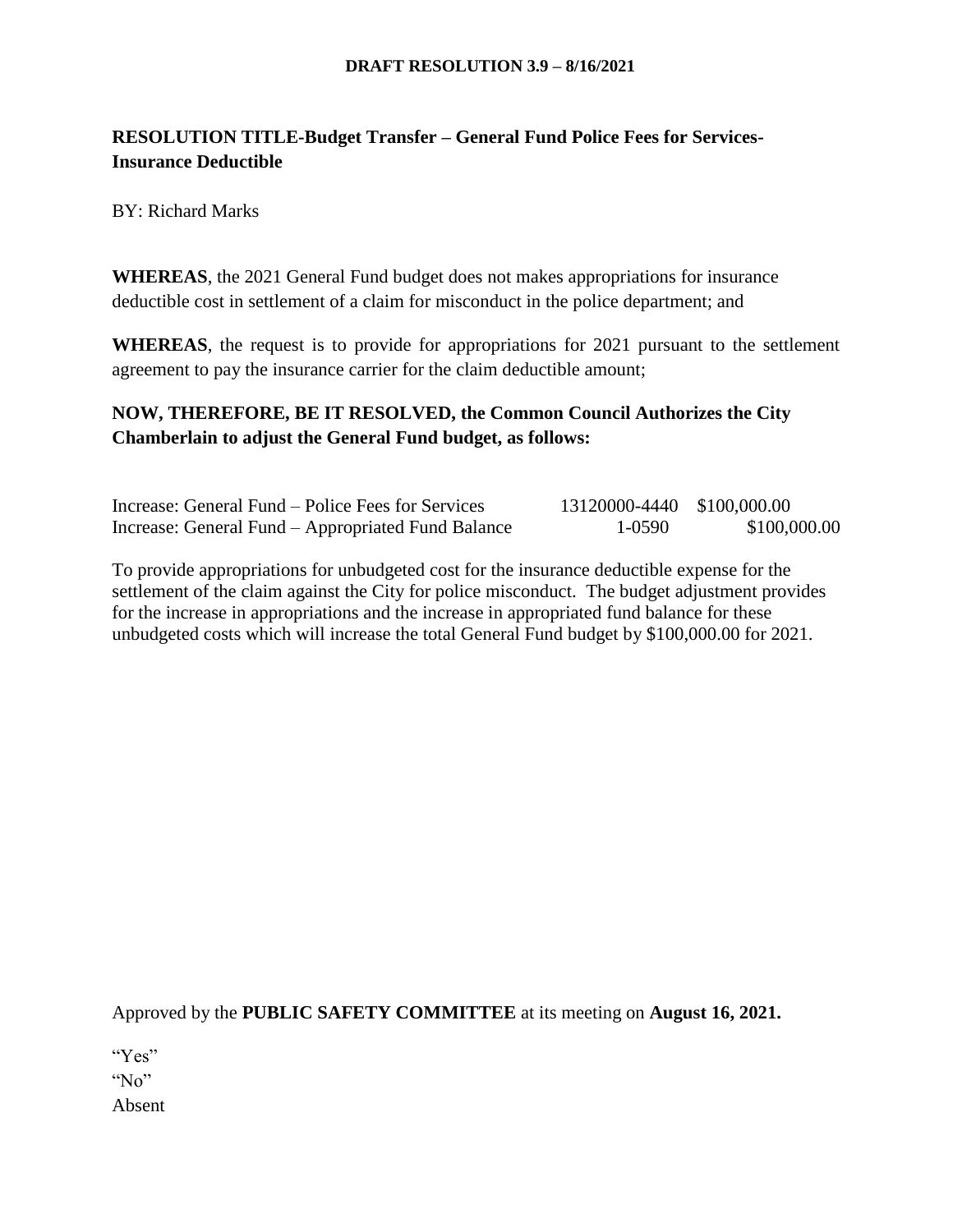**DRAFT RESOLUTION 3.9 – 8/16/2021**

**RESOLUTION TITLE-Budget Transfer – General Fund Police Fees for Services-Insurance Deductible**

BY: Richard Marks

**WHEREAS**, the 2021 General Fund budget does not makes appropriations for insurance deductible cost in settlement of a claim for misconduct in the police department; and

**WHEREAS**, the request is to provide for appropriations for 2021 pursuant to the settlement agreement to pay the insurance carrier for the claim deductible amount;

**NOW, THEREFORE, BE IT RESOLVED, the Common Council Authorizes the City Chamberlain to adjust the General Fund budget, as follows:**

| | | |
|---|---|---|
| Increase: General Fund – Police Fees for Services | 13120000-4440 | \$100,000.00 |
| Increase: General Fund – Appropriated Fund Balance | 1-0590 | \$100,000.00 |

To provide appropriations for unbudgeted cost for the insurance deductible expense for the settlement of the claim against the City for police misconduct. The budget adjustment provides for the increase in appropriations and the increase in appropriated fund balance for these unbudgeted costs which will increase the total General Fund budget by \$100,000.00 for 2021.

Approved by the **PUBLIC SAFETY COMMITTEE** at its meeting on **August 16, 2021.**

"Yes"
"No"
Absent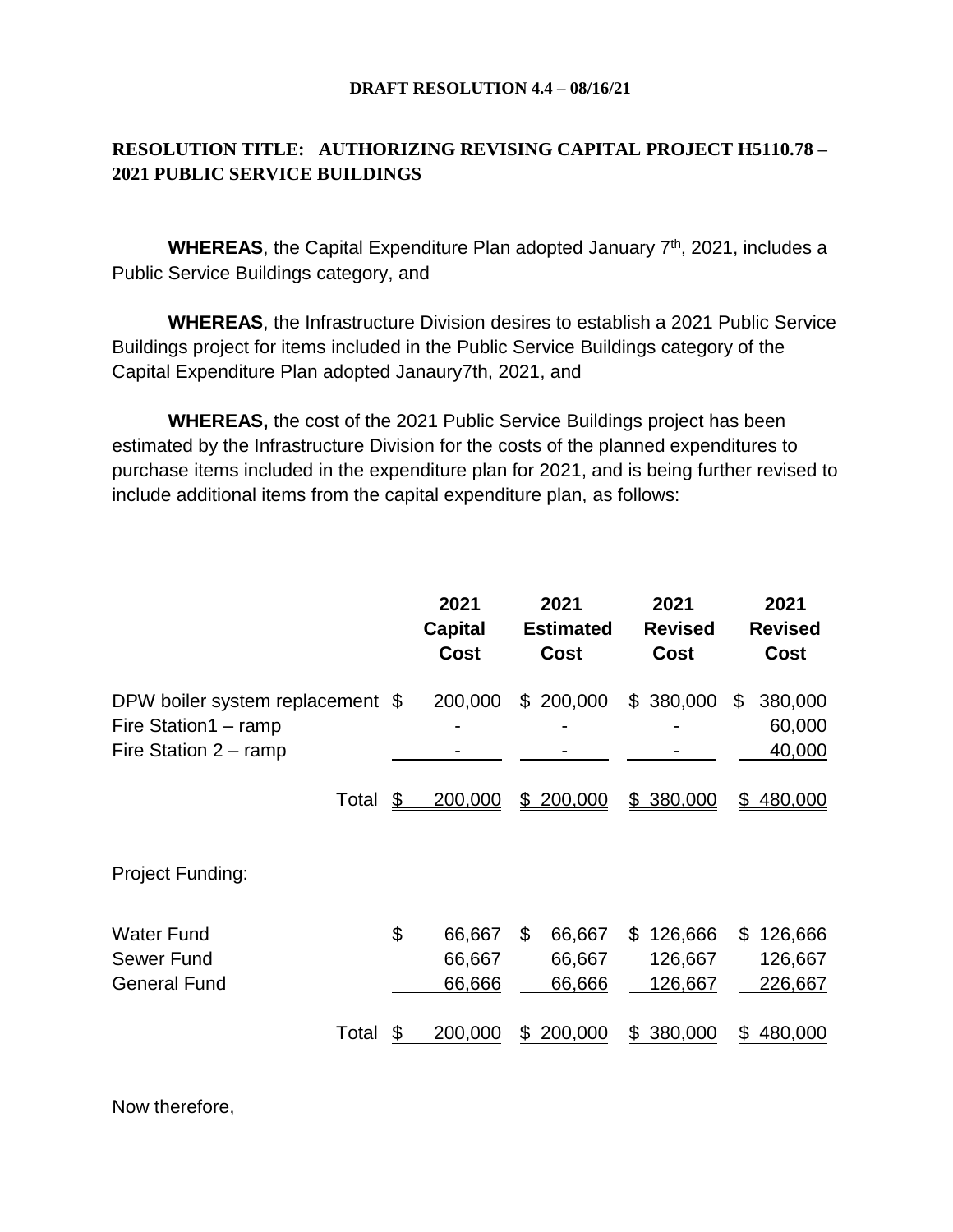**DRAFT RESOLUTION 4.4 – 08/16/21**

**RESOLUTION TITLE: AUTHORIZING REVISING CAPITAL PROJECT H5110.78 – 2021 PUBLIC SERVICE BUILDINGS**

**WHEREAS**, the Capital Expenditure Plan adopted January 7th, 2021, includes a Public Service Buildings category, and

**WHEREAS**, the Infrastructure Division desires to establish a 2021 Public Service Buildings project for items included in the Public Service Buildings category of the Capital Expenditure Plan adopted Janaury7th, 2021, and

**WHEREAS,** the cost of the 2021 Public Service Buildings project has been estimated by the Infrastructure Division for the costs of the planned expenditures to purchase items included in the expenditure plan for 2021, and is being further revised to include additional items from the capital expenditure plan, as follows:

| | 2021 Capital Cost | 2021 Estimated Cost | 2021 Revised Cost | 2021 Revised Cost |
|---|---|---|---|---|
| DPW boiler system replacement | $ 200,000 | $ 200,000 | $ 380,000 | $ 380,000 |
| Fire Station1 – ramp | - | - | - | 60,000 |
| Fire Station 2 – ramp | - | - | - | 40,000 |
| Total | $ 200,000 | $ 200,000 | $ 380,000 | $ 480,000 |
| | | | | |
| Project Funding: | | | | |
| Water Fund | $ 66,667 | $ 66,667 | $ 126,666 | $ 126,666 |
| Sewer Fund | 66,667 | 66,667 | 126,667 | 126,667 |
| General Fund | 66,666 | 66,666 | 126,667 | 226,667 |
| Total | $ 200,000 | $ 200,000 | $ 380,000 | $ 480,000 |

Now therefore,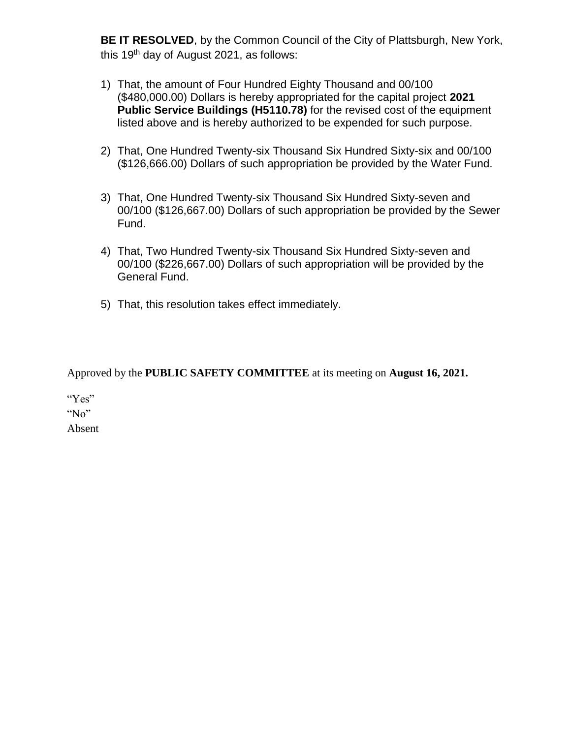**BE IT RESOLVED**, by the Common Council of the City of Plattsburgh, New York, this 19th day of August 2021, as follows:

1) That, the amount of Four Hundred Eighty Thousand and 00/100 ($480,000.00) Dollars is hereby appropriated for the capital project **2021 Public Service Buildings (H5110.78)** for the revised cost of the equipment listed above and is hereby authorized to be expended for such purpose.

2) That, One Hundred Twenty-six Thousand Six Hundred Sixty-six and 00/100 ($126,666.00) Dollars of such appropriation be provided by the Water Fund.

3) That, One Hundred Twenty-six Thousand Six Hundred Sixty-seven and 00/100 ($126,667.00) Dollars of such appropriation be provided by the Sewer Fund.

4) That, Two Hundred Twenty-six Thousand Six Hundred Sixty-seven and 00/100 ($226,667.00) Dollars of such appropriation will be provided by the General Fund.

5) That, this resolution takes effect immediately.

Approved by the **PUBLIC SAFETY COMMITTEE** at its meeting on **August 16, 2021.**

"Yes"
"No"
Absent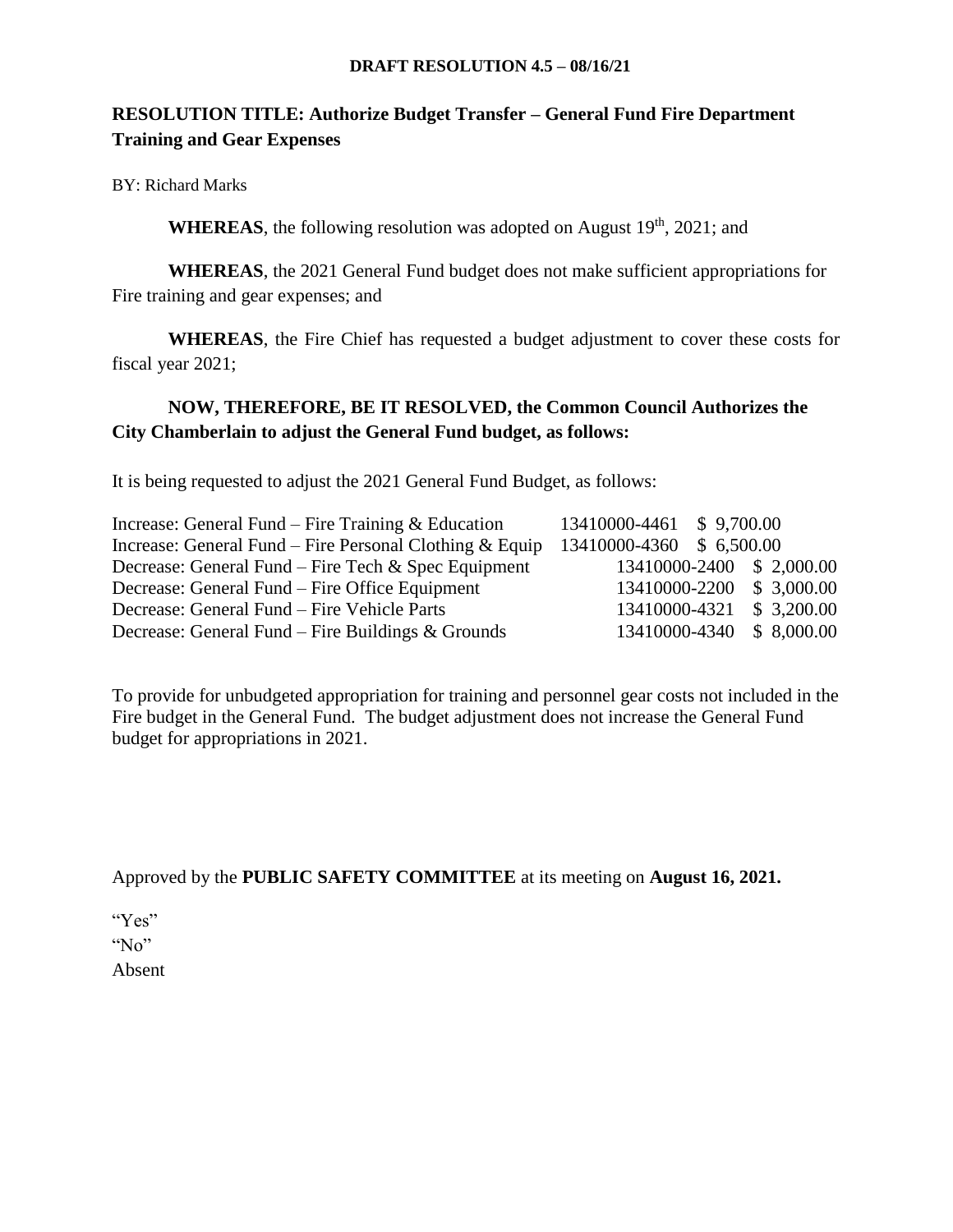**DRAFT RESOLUTION 4.5 – 08/16/21**

## RESOLUTION TITLE: Authorize Budget Transfer – General Fund Fire Department Training and Gear Expenses

BY: Richard Marks

**WHEREAS**, the following resolution was adopted on August 19th, 2021; and

**WHEREAS**, the 2021 General Fund budget does not make sufficient appropriations for Fire training and gear expenses; and

**WHEREAS**, the Fire Chief has requested a budget adjustment to cover these costs for fiscal year 2021;

**NOW, THEREFORE, BE IT RESOLVED, the Common Council Authorizes the City Chamberlain to adjust the General Fund budget, as follows:**

It is being requested to adjust the 2021 General Fund Budget, as follows:

| | | |
|---|---|---|
| Increase: General Fund – Fire Training & Education | 13410000-4461 | $ 9,700.00 |
| Increase: General Fund – Fire Personal Clothing & Equip | 13410000-4360 | $ 6,500.00 |
| Decrease: General Fund – Fire Tech & Spec Equipment | 13410000-2400 | $ 2,000.00 |
| Decrease: General Fund – Fire Office Equipment | 13410000-2200 | $ 3,000.00 |
| Decrease: General Fund – Fire Vehicle Parts | 13410000-4321 | $ 3,200.00 |
| Decrease: General Fund – Fire Buildings & Grounds | 13410000-4340 | $ 8,000.00 |

To provide for unbudgeted appropriation for training and personnel gear costs not included in the Fire budget in the General Fund. The budget adjustment does not increase the General Fund budget for appropriations in 2021.

Approved by the **PUBLIC SAFETY COMMITTEE** at its meeting on **August 16, 2021.**

"Yes"
"No"
Absent